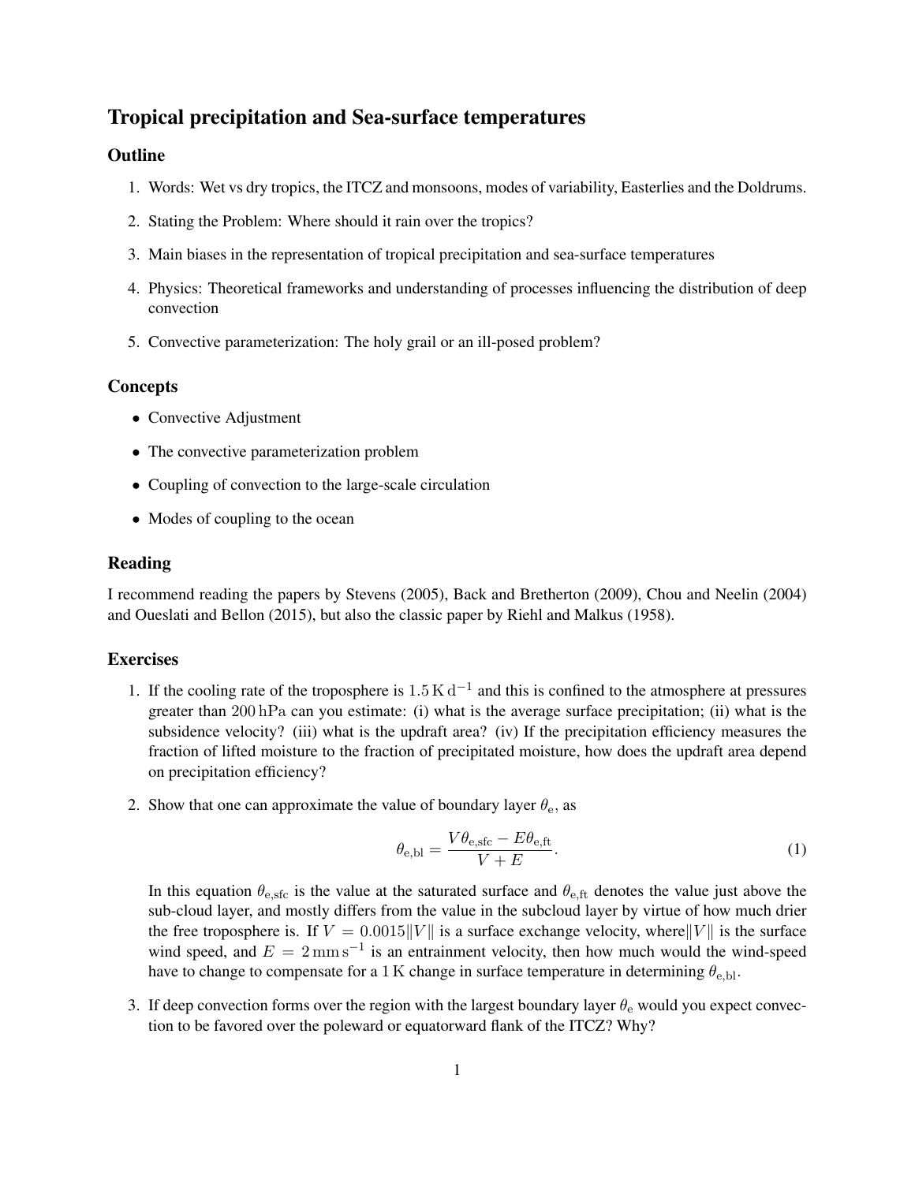# Tropical precipitation and Sea-surface temperatures

## Outline

1. Words: Wet vs dry tropics, the ITCZ and monsoons, modes of variability, Easterlies and the Doldrums.
2. Stating the Problem: Where should it rain over the tropics?
3. Main biases in the representation of tropical precipitation and sea-surface temperatures
4. Physics: Theoretical frameworks and understanding of processes influencing the distribution of deep convection
5. Convective parameterization: The holy grail or an ill-posed problem?

## Concepts

- Convective Adjustment
- The convective parameterization problem
- Coupling of convection to the large-scale circulation
- Modes of coupling to the ocean

## Reading

I recommend reading the papers by Stevens (2005), Back and Bretherton (2009), Chou and Neelin (2004) and Oueslati and Bellon (2015), but also the classic paper by Riehl and Malkus (1958).

## Exercises

1. If the cooling rate of the troposphere is $1.5\,\mathrm{K\,d^{-1}}$ and this is confined to the atmosphere at pressures greater than $200\,\mathrm{hPa}$ can you estimate: (i) what is the average surface precipitation; (ii) what is the subsidence velocity? (iii) what is the updraft area? (iv) If the precipitation efficiency measures the fraction of lifted moisture to the fraction of precipitated moisture, how does the updraft area depend on precipitation efficiency?

2. Show that one can approximate the value of boundary layer $\theta_\mathrm{e}$, as

   $$\theta_\mathrm{e,bl} = \frac{V\theta_\mathrm{e,sfc} - E\theta_\mathrm{e,ft}}{V+E}. \tag{1}$$

   In this equation $\theta_\mathrm{e,sfc}$ is the value at the saturated surface and $\theta_\mathrm{e,ft}$ denotes the value just above the sub-cloud layer, and mostly differs from the value in the subcloud layer by virtue of how much drier the free troposphere is. If $V = 0.0015\|V\|$ is a surface exchange velocity, where $\|V\|$ is the surface wind speed, and $E = 2\,\mathrm{mm\,s^{-1}}$ is an entrainment velocity, then how much would the wind-speed have to change to compensate for a $1\,\mathrm{K}$ change in surface temperature in determining $\theta_\mathrm{e,bl}$.

3. If deep convection forms over the region with the largest boundary layer $\theta_\mathrm{e}$ would you expect convection to be favored over the poleward or equatorward flank of the ITCZ? Why?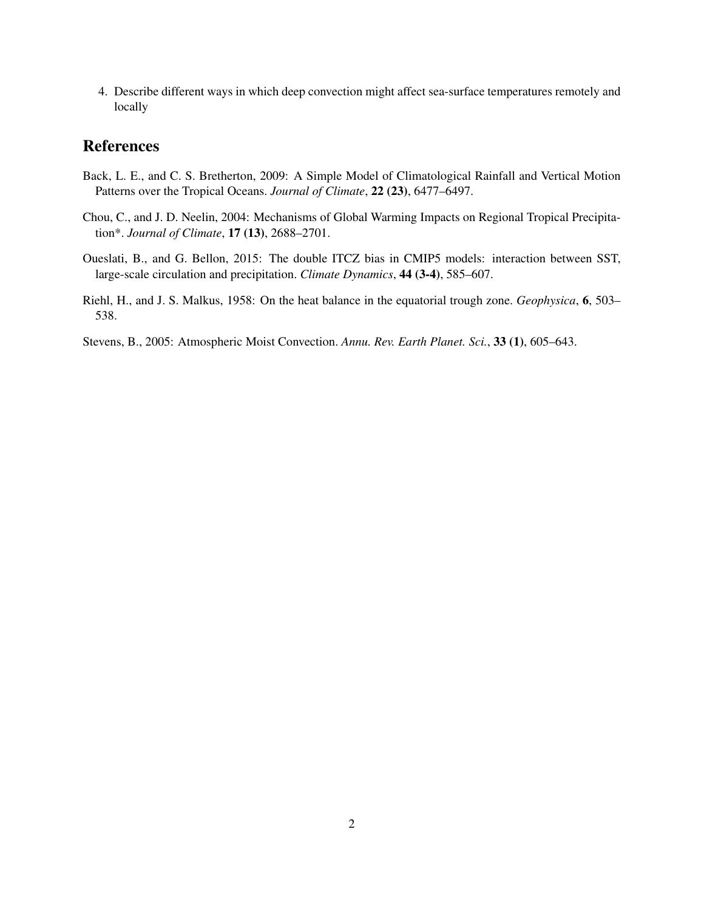4. Describe different ways in which deep convection might affect sea-surface temperatures remotely and locally

## References

Back, L. E., and C. S. Bretherton, 2009: A Simple Model of Climatological Rainfall and Vertical Motion Patterns over the Tropical Oceans. *Journal of Climate*, **22 (23)**, 6477–6497.

Chou, C., and J. D. Neelin, 2004: Mechanisms of Global Warming Impacts on Regional Tropical Precipitation*. *Journal of Climate*, **17 (13)**, 2688–2701.

Oueslati, B., and G. Bellon, 2015: The double ITCZ bias in CMIP5 models: interaction between SST, large-scale circulation and precipitation. *Climate Dynamics*, **44 (3-4)**, 585–607.

Riehl, H., and J. S. Malkus, 1958: On the heat balance in the equatorial trough zone. *Geophysica*, **6**, 503–538.

Stevens, B., 2005: Atmospheric Moist Convection. *Annu. Rev. Earth Planet. Sci.*, **33 (1)**, 605–643.